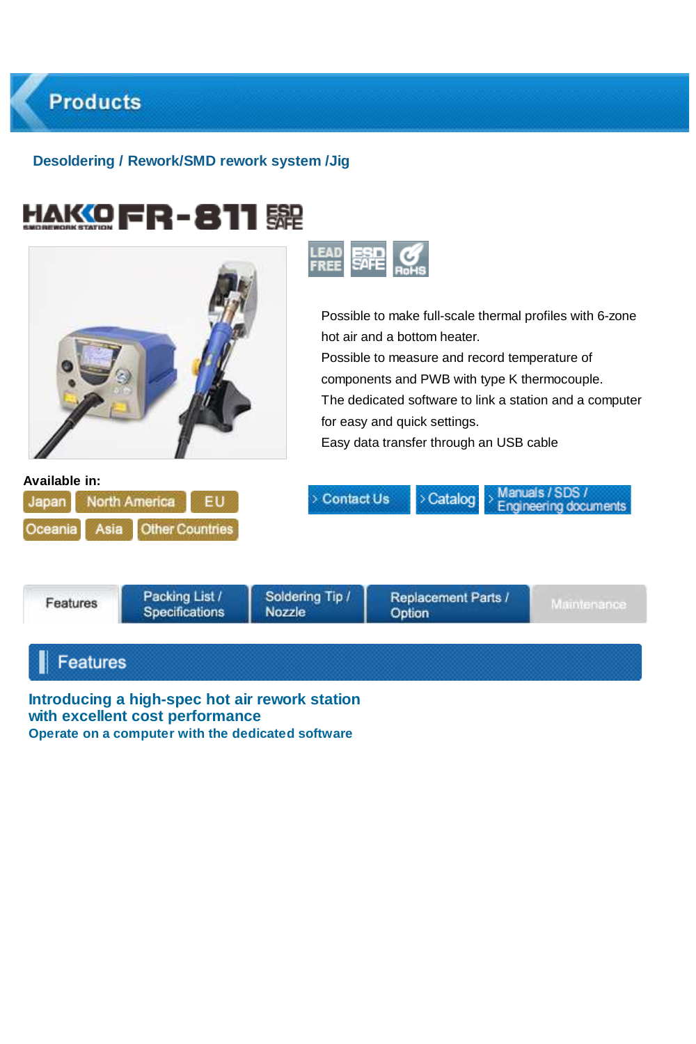# Products

## Desoldering / Rework/SMD rework system /Jig

# HAKKO FR-811 ESD SAFE

SMD REWORK STATION

LEAD FREE | ESD SAFE | RoHS

Possible to make full-scale thermal profiles with 6-zone hot air and a bottom heater.
Possible to measure and record temperature of components and PWB with type K thermocouple.
The dedicated software to link a station and a computer for easy and quick settings.
Easy data transfer through an USB cable

**Available in:**

Japan | North America | EU | Oceania | Asia | Other Countries

Contact Us | Catalog | Manuals / SDS / Engineering documents

Features | Packing List / Specifications | Soldering Tip / Nozzle | Replacement Parts / Option | Maintenance

## Features

### Introducing a high-spec hot air rework station with excellent cost performance

**Operate on a computer with the dedicated software**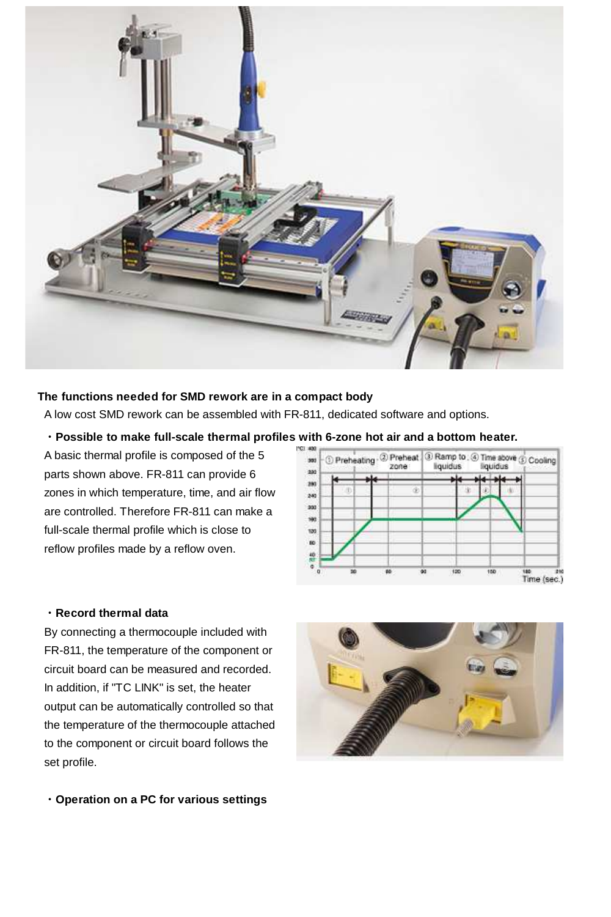**The functions needed for SMD rework are in a compact body**

A low cost SMD rework can be assembled with FR-811, dedicated software and options.

・**Possible to make full-scale thermal profiles with 6-zone hot air and a bottom heater.**

A basic thermal profile is composed of the 5 parts shown above. FR-811 can provide 6 zones in which temperature, time, and air flow are controlled. Therefore FR-811 can make a full-scale thermal profile which is close to reflow profiles made by a reflow oven.

・**Record thermal data**

By connecting a thermocouple included with FR-811, the temperature of the component or circuit board can be measured and recorded. In addition, if "TC LINK" is set, the heater output can be automatically controlled so that the temperature of the thermocouple attached to the component or circuit board follows the set profile.

・**Operation on a PC for various settings**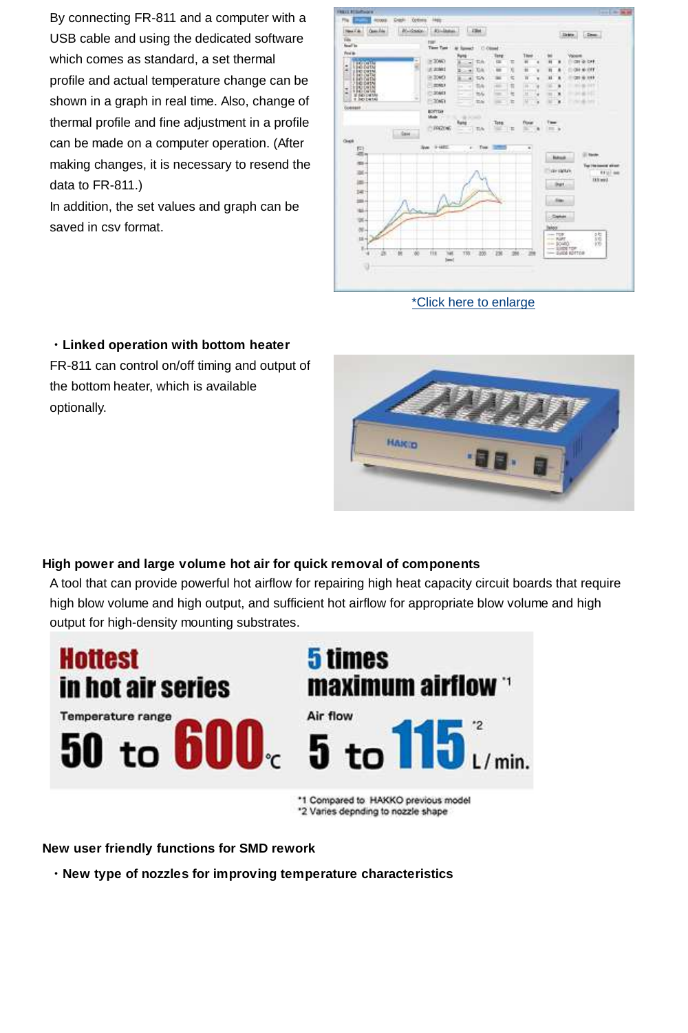By connecting FR-811 and a computer with a USB cable and using the dedicated software which comes as standard, a set thermal profile and actual temperature change can be shown in a graph in real time. Also, change of thermal profile and fine adjustment in a profile can be made on a computer operation. (After making changes, it is necessary to resend the data to FR-811.)

In addition, the set values and graph can be saved in csv format.

*Click here to enlarge

**・Linked operation with bottom heater**

FR-811 can control on/off timing and output of the bottom heater, which is available optionally.

### High power and large volume hot air for quick removal of components

A tool that can provide powerful hot airflow for repairing high heat capacity circuit boards that require high blow volume and high output, and sufficient hot airflow for appropriate blow volume and high output for high-density mounting substrates.

**Hottest in hot air series**

Temperature range

**50 to 600℃**

**5 times maximum airflow** *1

Air flow

**5 to 115 L/min.** *2

*1 Compared to HAKKO previous model
*2 Varies depnding to nozzle shape

### New user friendly functions for SMD rework

**・New type of nozzles for improving temperature characteristics**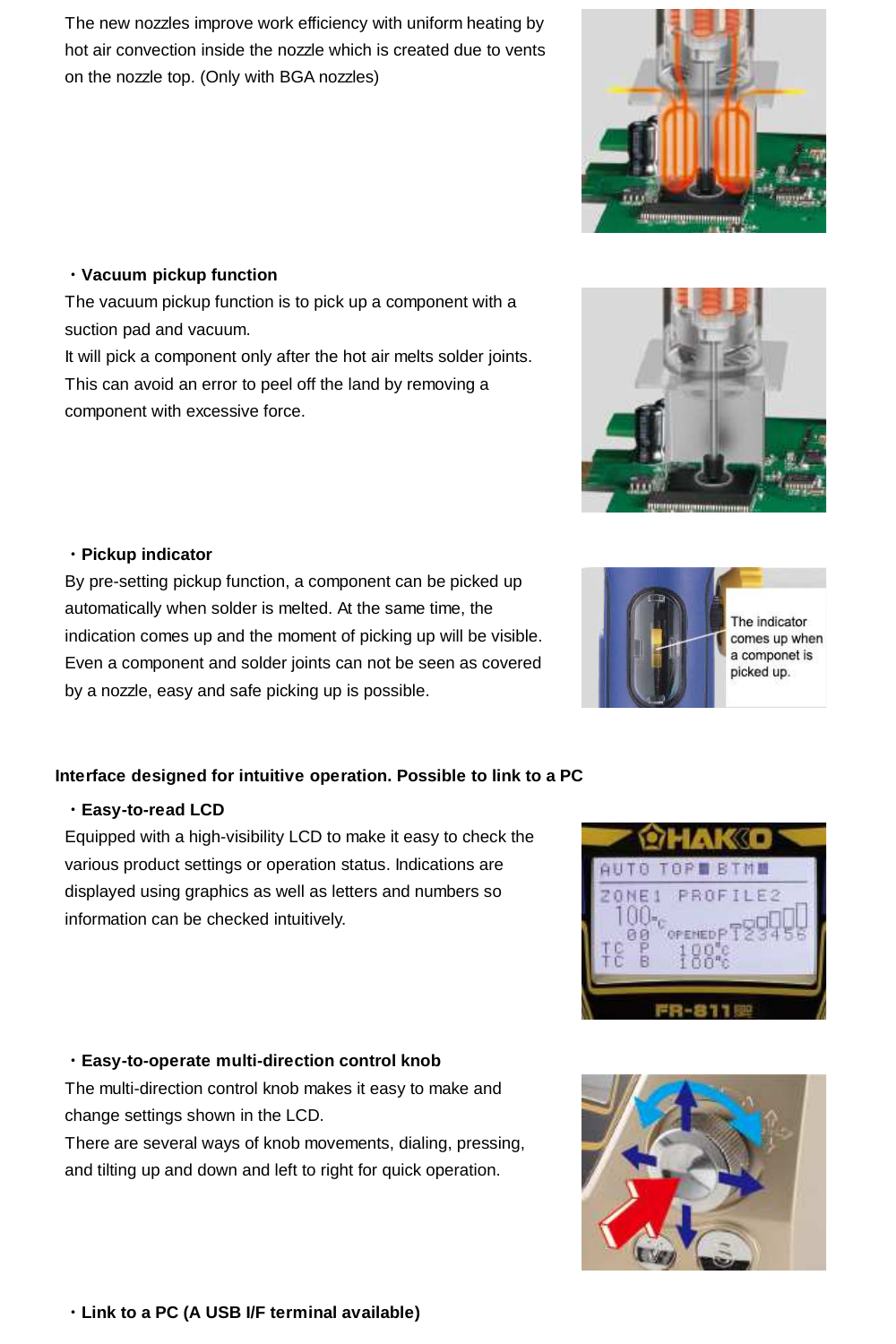The new nozzles improve work efficiency with uniform heating by hot air convection inside the nozzle which is created due to vents on the nozzle top. (Only with BGA nozzles)

・**Vacuum pickup function**

The vacuum pickup function is to pick up a component with a suction pad and vacuum.
It will pick a component only after the hot air melts solder joints. This can avoid an error to peel off the land by removing a component with excessive force.

・**Pickup indicator**

By pre-setting pickup function, a component can be picked up automatically when solder is melted. At the same time, the indication comes up and the moment of picking up will be visible. Even a component and solder joints can not be seen as covered by a nozzle, easy and safe picking up is possible.

The indicator comes up when a componet is picked up.

**Interface designed for intuitive operation. Possible to link to a PC**

・**Easy-to-read LCD**

Equipped with a high-visibility LCD to make it easy to check the various product settings or operation status. Indications are displayed using graphics as well as letters and numbers so information can be checked intuitively.

・**Easy-to-operate multi-direction control knob**

The multi-direction control knob makes it easy to make and change settings shown in the LCD.
There are several ways of knob movements, dialing, pressing, and tilting up and down and left to right for quick operation.

・**Link to a PC (A USB I/F terminal available)**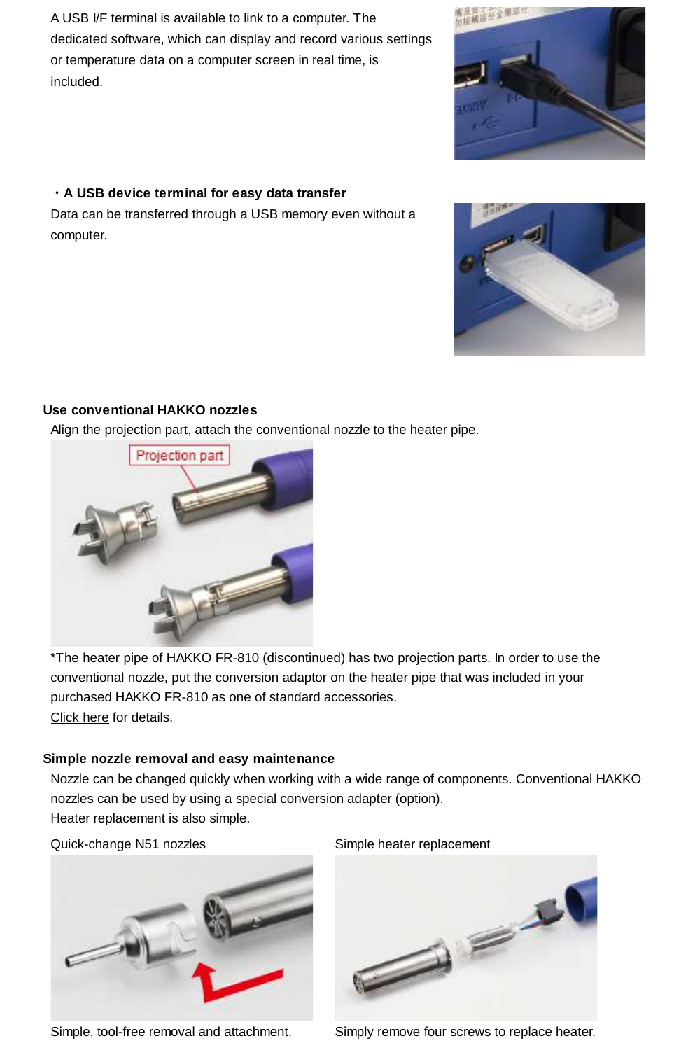A USB I/F terminal is available to link to a computer. The dedicated software, which can display and record various settings or temperature data on a computer screen in real time, is included.

**・A USB device terminal for easy data transfer**

Data can be transferred through a USB memory even without a computer.

### Use conventional HAKKO nozzles

Align the projection part, attach the conventional nozzle to the heater pipe.

*The heater pipe of HAKKO FR-810 (discontinued) has two projection parts. In order to use the conventional nozzle, put the conversion adaptor on the heater pipe that was included in your purchased HAKKO FR-810 as one of standard accessories.
Click here for details.

### Simple nozzle removal and easy maintenance

Nozzle can be changed quickly when working with a wide range of components. Conventional HAKKO nozzles can be used by using a special conversion adapter (option).
Heater replacement is also simple.

Quick-change N51 nozzles

Simple, tool-free removal and attachment.

Simple heater replacement

Simply remove four screws to replace heater.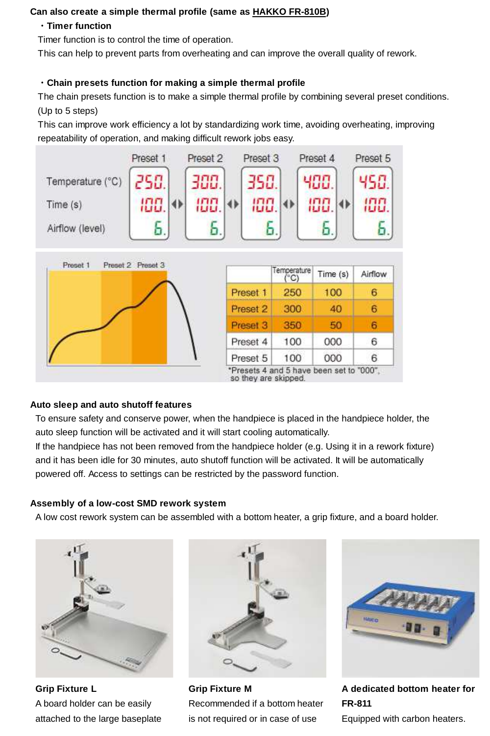**Can also create a simple thermal profile (same as HAKKO FR-810B)**

・**Timer function**

Timer function is to control the time of operation.
This can help to prevent parts from overheating and can improve the overall quality of rework.

・**Chain presets function for making a simple thermal profile**

The chain presets function is to make a simple thermal profile by combining several preset conditions. (Up to 5 steps)
This can improve work efficiency a lot by standardizing work time, avoiding overheating, improving repeatability of operation, and making difficult rework jobs easy.

| | Preset 1 | Preset 2 | Preset 3 | Preset 4 | Preset 5 |
|---|---|---|---|---|---|
| Temperature (°C) | 250. | 300. | 350. | 400. | 450. |
| Time (s) | 100. | 100. | 100. | 100. | 100. |
| Airflow (level) | 6. | 6. | 6. | 6. | 6. |

| | Temperature (°C) | Time (s) | Airflow |
|---|---|---|---|
| Preset 1 | 250 | 100 | 6 |
| Preset 2 | 300 | 40 | 6 |
| Preset 3 | 350 | 50 | 6 |
| Preset 4 | 100 | 000 | 6 |
| Preset 5 | 100 | 000 | 6 |

*Presets 4 and 5 have been set to "000", so they are skipped.

**Auto sleep and auto shutoff features**

To ensure safety and conserve power, when the handpiece is placed in the handpiece holder, the auto sleep function will be activated and it will start cooling automatically.
If the handpiece has not been removed from the handpiece holder (e.g. Using it in a rework fixture) and it has been idle for 30 minutes, auto shutoff function will be activated. It will be automatically powered off. Access to settings can be restricted by the password function.

**Assembly of a low-cost SMD rework system**

A low cost rework system can be assembled with a bottom heater, a grip fixture, and a board holder.

**Grip Fixture L**

A board holder can be easily attached to the large baseplate

**Grip Fixture M**

Recommended if a bottom heater is not required or in case of use

**A dedicated bottom heater for FR-811**

Equipped with carbon heaters.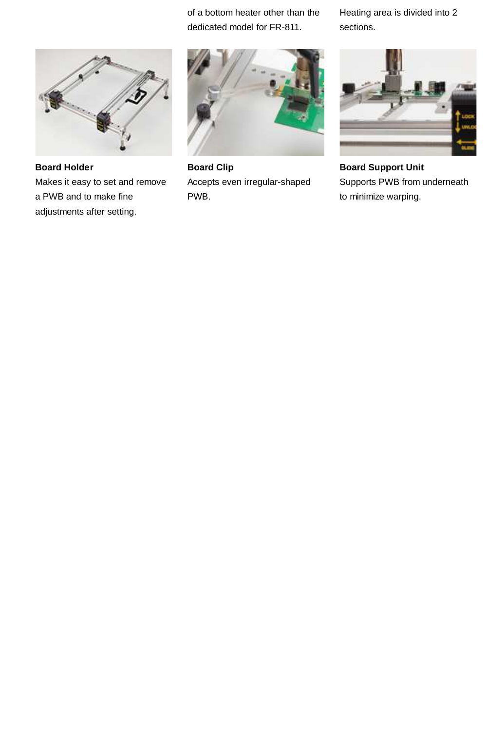of a bottom heater other than the dedicated model for FR-811.

Heating area is divided into 2 sections.

**Board Holder**
Makes it easy to set and remove a PWB and to make fine adjustments after setting.

**Board Clip**
Accepts even irregular-shaped PWB.

**Board Support Unit**
Supports PWB from underneath to minimize warping.